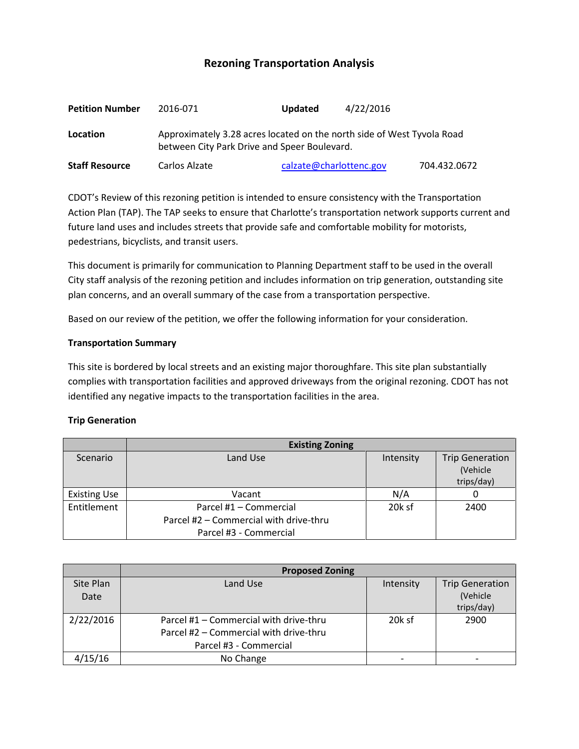# Rezoning Transportation Analysis

| | | | |
|---|---|---|---|
| **Petition Number** | 2016-071 | **Updated** | 4/22/2016 |
| **Location** | Approximately 3.28 acres located on the north side of West Tyvola Road between City Park Drive and Speer Boulevard. | | |
| **Staff Resource** | Carlos Alzate | calzate@charlottenc.gov | 704.432.0672 |

CDOT's Review of this rezoning petition is intended to ensure consistency with the Transportation Action Plan (TAP). The TAP seeks to ensure that Charlotte's transportation network supports current and future land uses and includes streets that provide safe and comfortable mobility for motorists, pedestrians, bicyclists, and transit users.

This document is primarily for communication to Planning Department staff to be used in the overall City staff analysis of the rezoning petition and includes information on trip generation, outstanding site plan concerns, and an overall summary of the case from a transportation perspective.

Based on our review of the petition, we offer the following information for your consideration.

**Transportation Summary**

This site is bordered by local streets and an existing major thoroughfare. This site plan substantially complies with transportation facilities and approved driveways from the original rezoning. CDOT has not identified any negative impacts to the transportation facilities in the area.

**Trip Generation**

| | **Existing Zoning** | | |
|---|---|---|---|
| Scenario | Land Use | Intensity | Trip Generation (Vehicle trips/day) |
| Existing Use | Vacant | N/A | 0 |
| Entitlement | Parcel #1 – Commercial<br>Parcel #2 – Commercial with drive-thru<br>Parcel #3 - Commercial | 20k sf | 2400 |

| | **Proposed Zoning** | | |
|---|---|---|---|
| Site Plan Date | Land Use | Intensity | Trip Generation (Vehicle trips/day) |
| 2/22/2016 | Parcel #1 – Commercial with drive-thru<br>Parcel #2 – Commercial with drive-thru<br>Parcel #3 - Commercial | 20k sf | 2900 |
| 4/15/16 | No Change | - | - |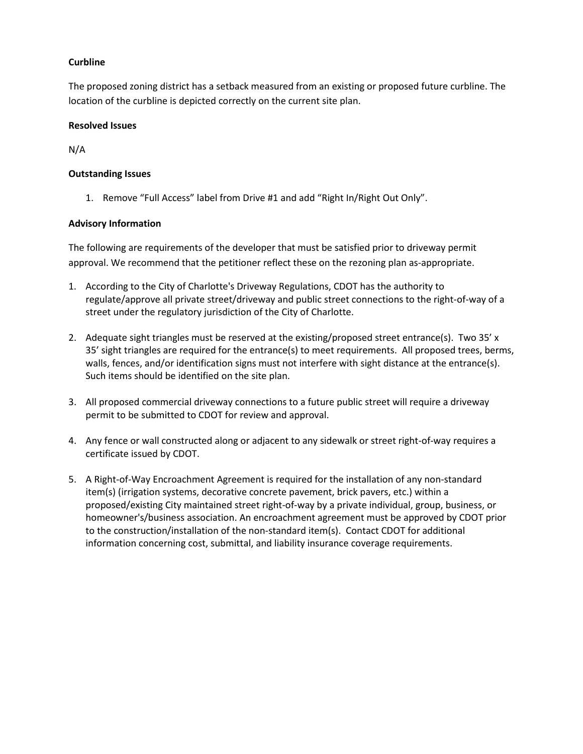**Curbline**

The proposed zoning district has a setback measured from an existing or proposed future curbline. The location of the curbline is depicted correctly on the current site plan.

**Resolved Issues**

N/A

**Outstanding Issues**

1. Remove "Full Access" label from Drive #1 and add "Right In/Right Out Only".

**Advisory Information**

The following are requirements of the developer that must be satisfied prior to driveway permit approval. We recommend that the petitioner reflect these on the rezoning plan as-appropriate.

1. According to the City of Charlotte's Driveway Regulations, CDOT has the authority to regulate/approve all private street/driveway and public street connections to the right-of-way of a street under the regulatory jurisdiction of the City of Charlotte.

2. Adequate sight triangles must be reserved at the existing/proposed street entrance(s). Two 35' x 35' sight triangles are required for the entrance(s) to meet requirements. All proposed trees, berms, walls, fences, and/or identification signs must not interfere with sight distance at the entrance(s). Such items should be identified on the site plan.

3. All proposed commercial driveway connections to a future public street will require a driveway permit to be submitted to CDOT for review and approval.

4. Any fence or wall constructed along or adjacent to any sidewalk or street right-of-way requires a certificate issued by CDOT.

5. A Right-of-Way Encroachment Agreement is required for the installation of any non-standard item(s) (irrigation systems, decorative concrete pavement, brick pavers, etc.) within a proposed/existing City maintained street right-of-way by a private individual, group, business, or homeowner's/business association. An encroachment agreement must be approved by CDOT prior to the construction/installation of the non-standard item(s). Contact CDOT for additional information concerning cost, submittal, and liability insurance coverage requirements.